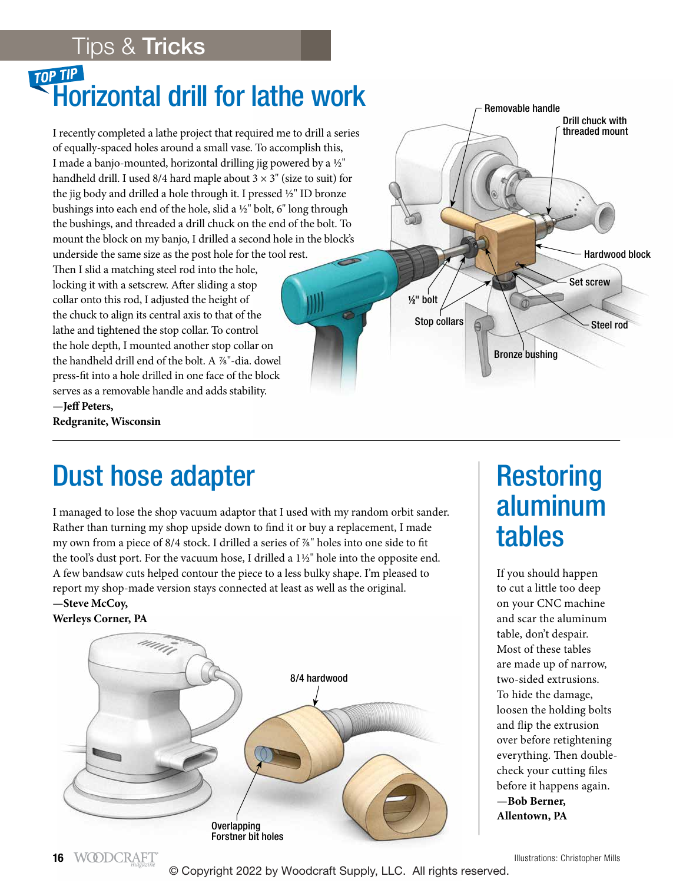## Tips & Tricks

### TOP TIP

# Horizontal drill for lathe work

I recently completed a lathe project that required me to drill a series of equally-spaced holes around a small vase. To accomplish this, I made a banjo-mounted, horizontal drilling jig powered by a ½" handheld drill. I used 8/4 hard maple about 3 × 3" (size to suit) for the jig body and drilled a hole through it. I pressed ½" ID bronze bushings into each end of the hole, slid a ½" bolt, 6" long through the bushings, and threaded a drill chuck on the end of the bolt. To mount the block on my banjo, I drilled a second hole in the block's underside the same size as the post hole for the tool rest. Then I slid a matching steel rod into the hole, locking it with a setscrew. After sliding a stop collar onto this rod, I adjusted the height of the chuck to align its central axis to that of the lathe and tightened the stop collar. To control the hole depth, I mounted another stop collar on the handheld drill end of the bolt. A ⅞"-dia. dowel press-fit into a hole drilled in one face of the block serves as a removable handle and adds stability.

**—Jeff Peters,**
**Redgranite, Wisconsin**

Removable handle
Drill chuck with threaded mount
Hardwood block
Set screw
Steel rod
½" bolt
Stop collars
Bronze bushing

---

# Dust hose adapter

I managed to lose the shop vacuum adaptor that I used with my random orbit sander. Rather than turning my shop upside down to find it or buy a replacement, I made my own from a piece of 8/4 stock. I drilled a series of ⅞" holes into one side to fit the tool's dust port. For the vacuum hose, I drilled a 1½" hole into the opposite end. A few bandsaw cuts helped contour the piece to a less bulky shape. I'm pleased to report my shop-made version stays connected at least as well as the original.

**—Steve McCoy,**
**Werleys Corner, PA**

8/4 hardwood
Overlapping Forstner bit holes

# Restoring aluminum tables

If you should happen to cut a little too deep on your CNC machine and scar the aluminum table, don't despair. Most of these tables are made up of narrow, two-sided extrusions. To hide the damage, loosen the holding bolts and flip the extrusion over before retightening everything. Then double-check your cutting files before it happens again.

**—Bob Berner,**
**Allentown, PA**

Illustrations: Christopher Mills

© Copyright 2022 by Woodcraft Supply, LLC. All rights reserved.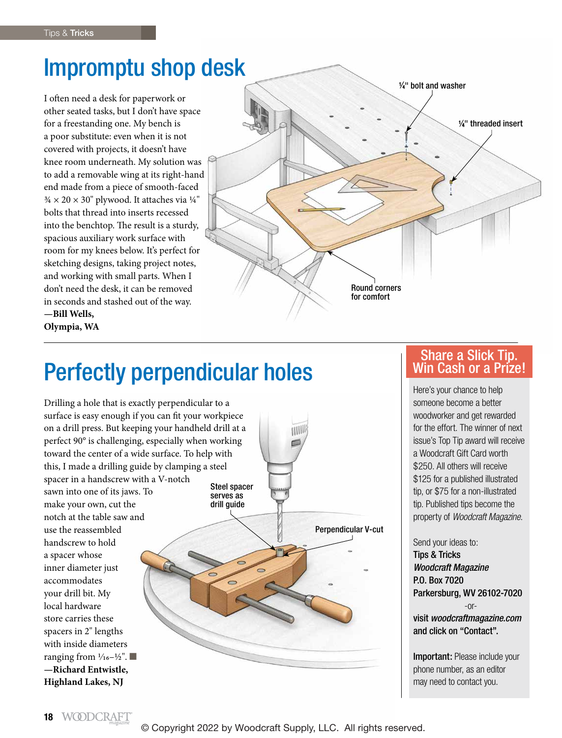Tips & Tricks

# Impromptu shop desk

I often need a desk for paperwork or other seated tasks, but I don't have space for a freestanding one. My bench is a poor substitute: even when it is not covered with projects, it doesn't have knee room underneath. My solution was to add a removable wing at its right-hand end made from a piece of smooth-faced ¾ × 20 × 30" plywood. It attaches via ¼" bolts that thread into inserts recessed into the benchtop. The result is a sturdy, spacious auxiliary work surface with room for my knees below. It's perfect for sketching designs, taking project notes, and working with small parts. When I don't need the desk, it can be removed in seconds and stashed out of the way.

**—Bill Wells, Olympia, WA**

¼" bolt and washer

¼" threaded insert

Round corners for comfort

# Perfectly perpendicular holes

Drilling a hole that is exactly perpendicular to a surface is easy enough if you can fit your workpiece on a drill press. But keeping your handheld drill at a perfect 90° is challenging, especially when working toward the center of a wide surface. To help with this, I made a drilling guide by clamping a steel spacer in a handscrew with a V-notch sawn into one of its jaws. To make your own, cut the notch at the table saw and use the reassembled handscrew to hold a spacer whose inner diameter just accommodates your drill bit. My local hardware store carries these spacers in 2" lengths with inside diameters ranging from ¹⁄₁₆–½". ■

**—Richard Entwistle, Highland Lakes, NJ**

Steel spacer serves as drill guide

Perpendicular V-cut

## Share a Slick Tip. Win Cash or a Prize!

Here's your chance to help someone become a better woodworker and get rewarded for the effort. The winner of next issue's Top Tip award will receive a Woodcraft Gift Card worth $250. All others will receive $125 for a published illustrated tip, or $75 for a non-illustrated tip. Published tips become the property of *Woodcraft Magazine*.

Send your ideas to:
**Tips & Tricks**
***Woodcraft Magazine***
**P.O. Box 7020**
**Parkersburg, WV 26102-7020**
-or-
**visit *woodcraftmagazine.com* and click on "Contact".**

**Important:** Please include your phone number, as an editor may need to contact you.

© Copyright 2022 by Woodcraft Supply, LLC. All rights reserved.